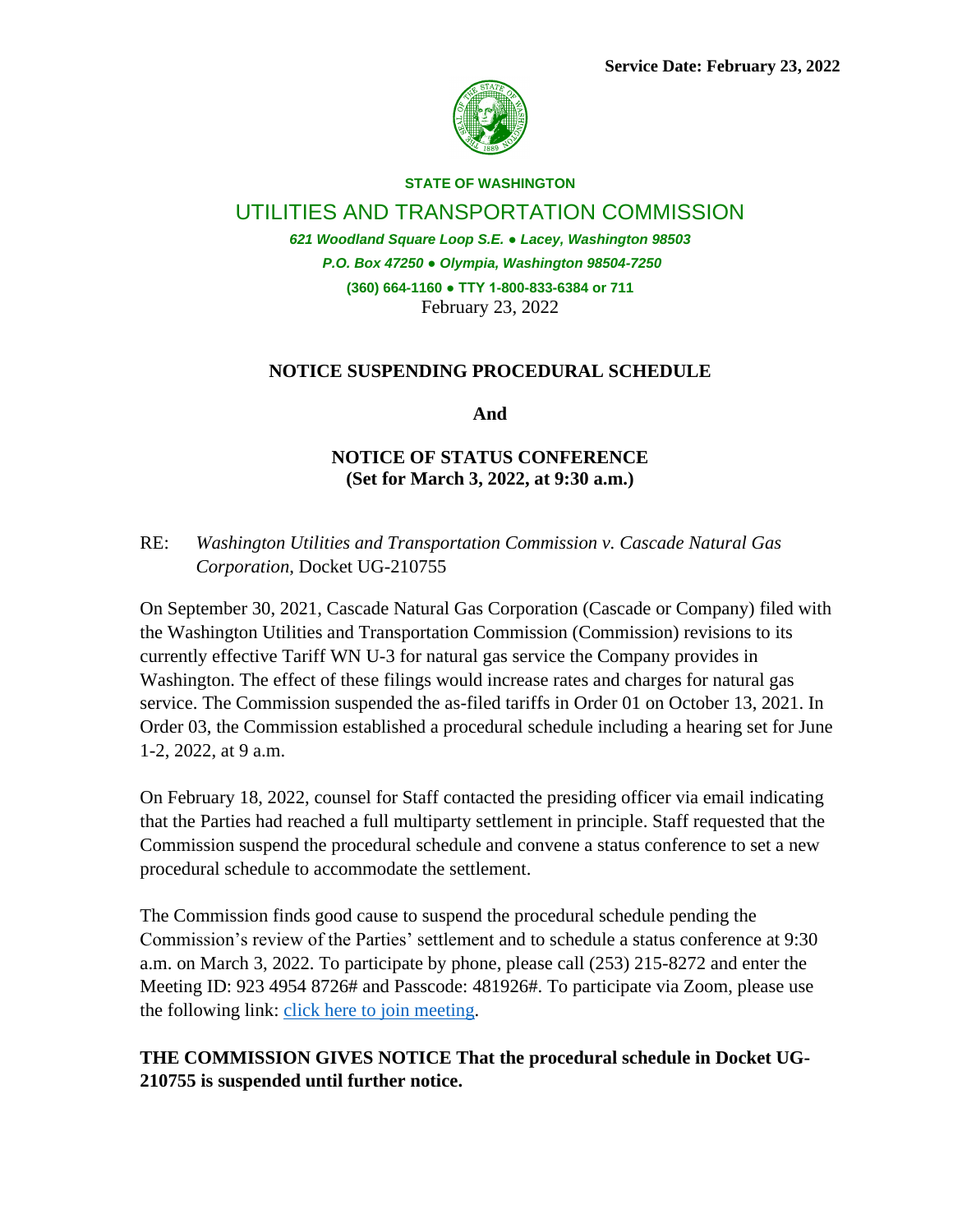Service Date: February 23, 2022

STATE OF WASHINGTON

UTILITIES AND TRANSPORTATION COMMISSION

*621 Woodland Square Loop S.E. ● Lacey, Washington 98503*

*P.O. Box 47250 ● Olympia, Washington 98504-7250*

(360) 664-1160 ● TTY 1-800-833-6384 or 711

February 23, 2022

**NOTICE SUSPENDING PROCEDURAL SCHEDULE**

**And**

**NOTICE OF STATUS CONFERENCE**
**(Set for March 3, 2022, at 9:30 a.m.)**

RE: *Washington Utilities and Transportation Commission v. Cascade Natural Gas Corporation*, Docket UG-210755

On September 30, 2021, Cascade Natural Gas Corporation (Cascade or Company) filed with the Washington Utilities and Transportation Commission (Commission) revisions to its currently effective Tariff WN U-3 for natural gas service the Company provides in Washington. The effect of these filings would increase rates and charges for natural gas service. The Commission suspended the as-filed tariffs in Order 01 on October 13, 2021. In Order 03, the Commission established a procedural schedule including a hearing set for June 1-2, 2022, at 9 a.m.

On February 18, 2022, counsel for Staff contacted the presiding officer via email indicating that the Parties had reached a full multiparty settlement in principle. Staff requested that the Commission suspend the procedural schedule and convene a status conference to set a new procedural schedule to accommodate the settlement.

The Commission finds good cause to suspend the procedural schedule pending the Commission's review of the Parties' settlement and to schedule a status conference at 9:30 a.m. on March 3, 2022. To participate by phone, please call (253) 215-8272 and enter the Meeting ID: 923 4954 8726# and Passcode: 481926#. To participate via Zoom, please use the following link: click here to join meeting.

**THE COMMISSION GIVES NOTICE That the procedural schedule in Docket UG-210755 is suspended until further notice.**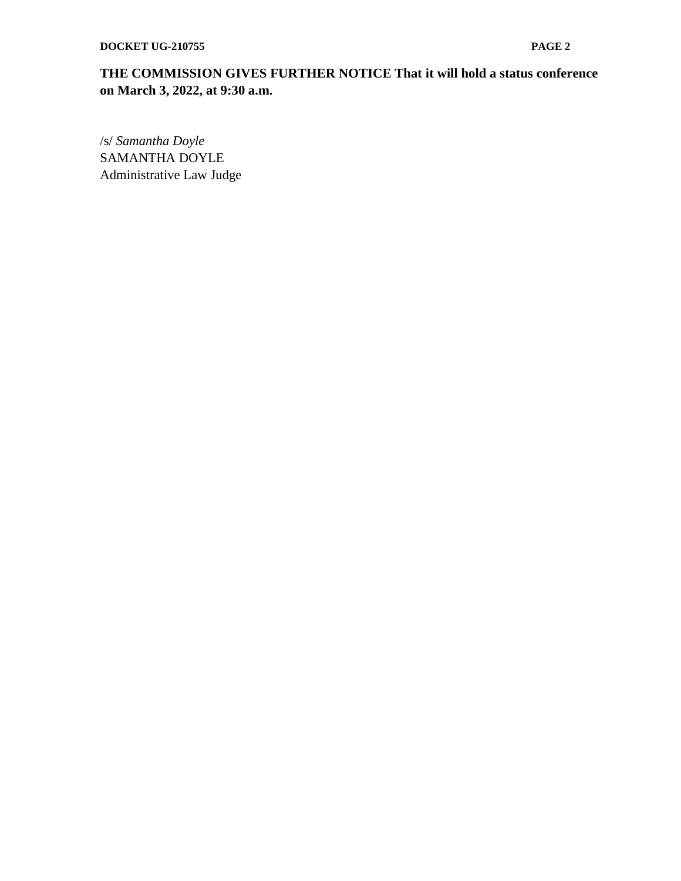**THE COMMISSION GIVES FURTHER NOTICE That it will hold a status conference on March 3, 2022, at 9:30 a.m.**

/s/ *Samantha Doyle*
SAMANTHA DOYLE
Administrative Law Judge